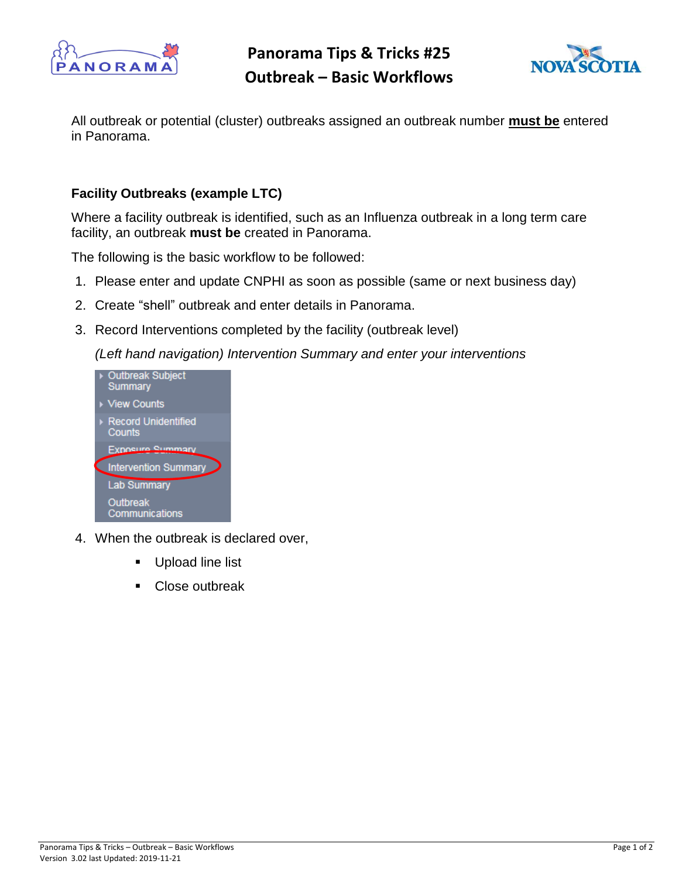# Panorama Tips & Tricks #25
# Outbreak – Basic Workflows

All outbreak or potential (cluster) outbreaks assigned an outbreak number **must be** entered in Panorama.

### Facility Outbreaks (example LTC)

Where a facility outbreak is identified, such as an Influenza outbreak in a long term care facility, an outbreak **must be** created in Panorama.

The following is the basic workflow to be followed:

1. Please enter and update CNPHI as soon as possible (same or next business day)
2. Create "shell" outbreak and enter details in Panorama.
3. Record Interventions completed by the facility (outbreak level)

   *(Left hand navigation) Intervention Summary and enter your interventions*

   - Outbreak Subject Summary
   - View Counts
   - Record Unidentified Counts
   - Exposure Summary
   - Intervention Summary
   - Lab Summary
   - Outbreak Communications

4. When the outbreak is declared over,
   - Upload line list
   - Close outbreak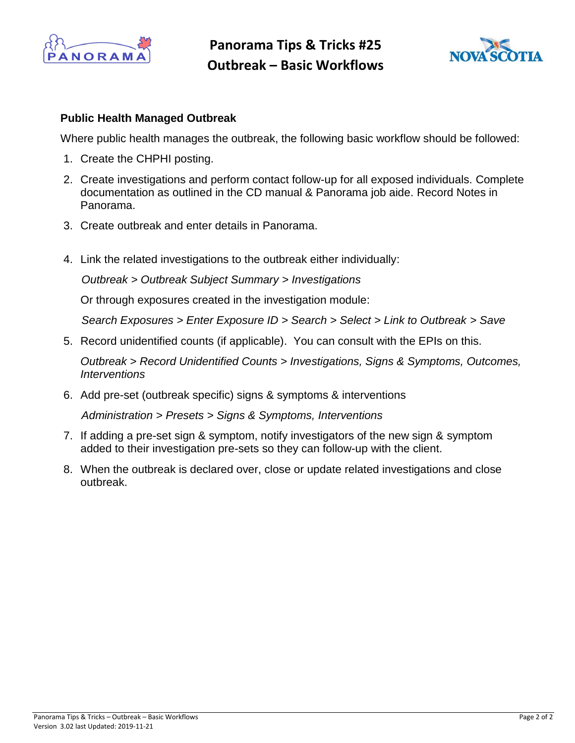### Public Health Managed Outbreak

Where public health manages the outbreak, the following basic workflow should be followed:

1. Create the CHPHI posting.
2. Create investigations and perform contact follow-up for all exposed individuals. Complete documentation as outlined in the CD manual & Panorama job aide. Record Notes in Panorama.
3. Create outbreak and enter details in Panorama.
4. Link the related investigations to the outbreak either individually:

   *Outbreak > Outbreak Subject Summary > Investigations*

   Or through exposures created in the investigation module:

   *Search Exposures > Enter Exposure ID > Search > Select > Link to Outbreak > Save*
5. Record unidentified counts (if applicable). You can consult with the EPIs on this.

   *Outbreak > Record Unidentified Counts > Investigations, Signs & Symptoms, Outcomes, Interventions*
6. Add pre-set (outbreak specific) signs & symptoms & interventions

   *Administration > Presets > Signs & Symptoms, Interventions*
7. If adding a pre-set sign & symptom, notify investigators of the new sign & symptom added to their investigation pre-sets so they can follow-up with the client.
8. When the outbreak is declared over, close or update related investigations and close outbreak.